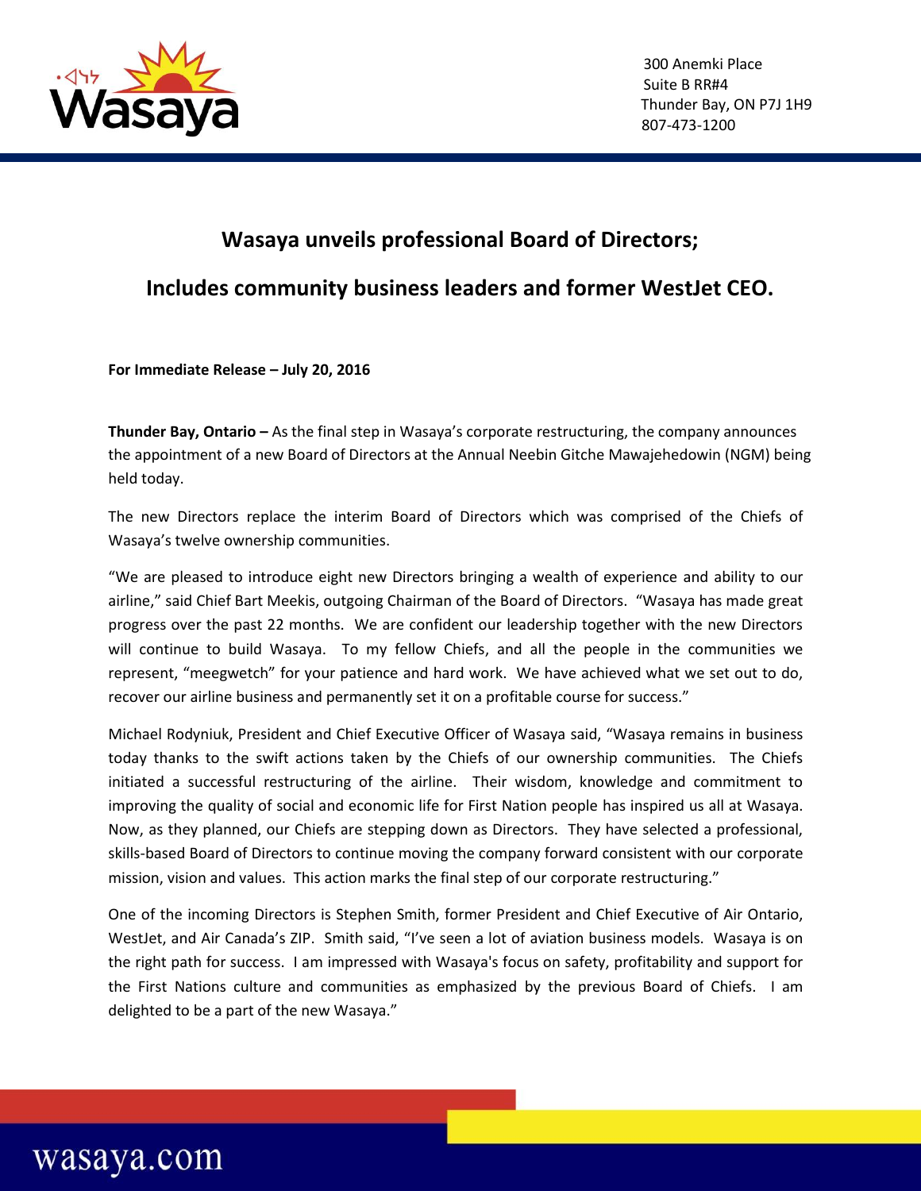300 Anemki Place
Suite B RR#4
Thunder Bay, ON P7J 1H9
807-473-1200

# Wasaya unveils professional Board of Directors;

# Includes community business leaders and former WestJet CEO.

**For Immediate Release – July 20, 2016**

**Thunder Bay, Ontario –** As the final step in Wasaya's corporate restructuring, the company announces the appointment of a new Board of Directors at the Annual Neebin Gitche Mawajehedowin (NGM) being held today.

The new Directors replace the interim Board of Directors which was comprised of the Chiefs of Wasaya's twelve ownership communities.

"We are pleased to introduce eight new Directors bringing a wealth of experience and ability to our airline," said Chief Bart Meekis, outgoing Chairman of the Board of Directors. "Wasaya has made great progress over the past 22 months. We are confident our leadership together with the new Directors will continue to build Wasaya. To my fellow Chiefs, and all the people in the communities we represent, "meegwetch" for your patience and hard work. We have achieved what we set out to do, recover our airline business and permanently set it on a profitable course for success."

Michael Rodyniuk, President and Chief Executive Officer of Wasaya said, "Wasaya remains in business today thanks to the swift actions taken by the Chiefs of our ownership communities. The Chiefs initiated a successful restructuring of the airline. Their wisdom, knowledge and commitment to improving the quality of social and economic life for First Nation people has inspired us all at Wasaya. Now, as they planned, our Chiefs are stepping down as Directors. They have selected a professional, skills-based Board of Directors to continue moving the company forward consistent with our corporate mission, vision and values. This action marks the final step of our corporate restructuring."

One of the incoming Directors is Stephen Smith, former President and Chief Executive of Air Ontario, WestJet, and Air Canada's ZIP. Smith said, "I've seen a lot of aviation business models. Wasaya is on the right path for success. I am impressed with Wasaya's focus on safety, profitability and support for the First Nations culture and communities as emphasized by the previous Board of Chiefs. I am delighted to be a part of the new Wasaya."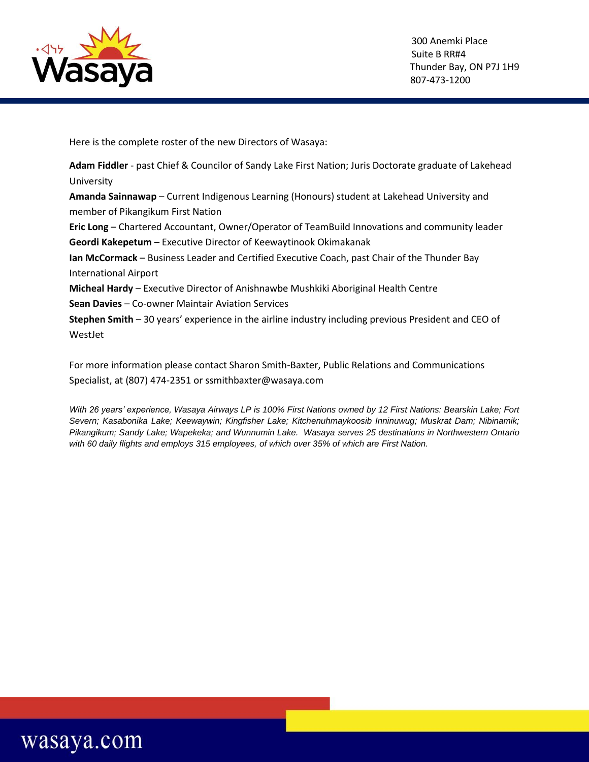Here is the complete roster of the new Directors of Wasaya:

**Adam Fiddler** - past Chief & Councilor of Sandy Lake First Nation; Juris Doctorate graduate of Lakehead University
**Amanda Sainnawap** – Current Indigenous Learning (Honours) student at Lakehead University and member of Pikangikum First Nation
**Eric Long** – Chartered Accountant, Owner/Operator of TeamBuild Innovations and community leader
**Geordi Kakepetum** – Executive Director of Keewaytinook Okimakanak
**Ian McCormack** – Business Leader and Certified Executive Coach, past Chair of the Thunder Bay International Airport
**Micheal Hardy** – Executive Director of Anishnawbe Mushkiki Aboriginal Health Centre
**Sean Davies** – Co-owner Maintair Aviation Services
**Stephen Smith** – 30 years' experience in the airline industry including previous President and CEO of WestJet

For more information please contact Sharon Smith-Baxter, Public Relations and Communications Specialist, at (807) 474-2351 or ssmithbaxter@wasaya.com

*With 26 years' experience, Wasaya Airways LP is 100% First Nations owned by 12 First Nations: Bearskin Lake; Fort Severn; Kasabonika Lake; Keewaywin; Kingfisher Lake; Kitchenuhmaykoosib Inninuwug; Muskrat Dam; Nibinamik; Pikangikum; Sandy Lake; Wapekeka; and Wunnumin Lake. Wasaya serves 25 destinations in Northwestern Ontario with 60 daily flights and employs 315 employees, of which over 35% of which are First Nation.*